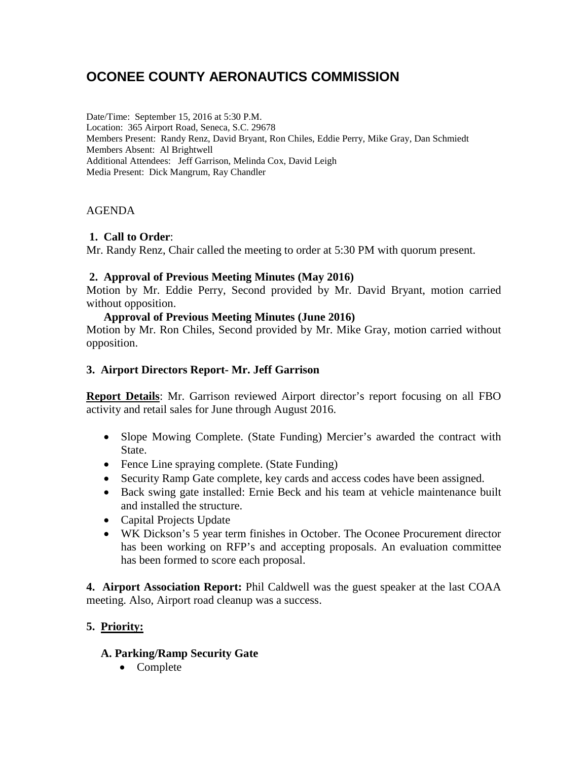# OCONEE COUNTY AERONAUTICS COMMISSION

Date/Time: September 15, 2016 at 5:30 P.M.
Location: 365 Airport Road, Seneca, S.C. 29678
Members Present: Randy Renz, David Bryant, Ron Chiles, Eddie Perry, Mike Gray, Dan Schmiedt
Members Absent: Al Brightwell
Additional Attendees: Jeff Garrison, Melinda Cox, David Leigh
Media Present: Dick Mangrum, Ray Chandler

AGENDA

**1. Call to Order**:
Mr. Randy Renz, Chair called the meeting to order at 5:30 PM with quorum present.

**2. Approval of Previous Meeting Minutes (May 2016)**
Motion by Mr. Eddie Perry, Second provided by Mr. David Bryant, motion carried without opposition.

**Approval of Previous Meeting Minutes (June 2016)**
Motion by Mr. Ron Chiles, Second provided by Mr. Mike Gray, motion carried without opposition.

**3. Airport Directors Report- Mr. Jeff Garrison**

**Report Details**: Mr. Garrison reviewed Airport director's report focusing on all FBO activity and retail sales for June through August 2016.

- Slope Mowing Complete. (State Funding) Mercier's awarded the contract with State.
- Fence Line spraying complete. (State Funding)
- Security Ramp Gate complete, key cards and access codes have been assigned.
- Back swing gate installed: Ernie Beck and his team at vehicle maintenance built and installed the structure.
- Capital Projects Update
- WK Dickson's 5 year term finishes in October. The Oconee Procurement director has been working on RFP's and accepting proposals. An evaluation committee has been formed to score each proposal.

**4. Airport Association Report:** Phil Caldwell was the guest speaker at the last COAA meeting. Also, Airport road cleanup was a success.

**5. Priority:**

**A. Parking/Ramp Security Gate**

- Complete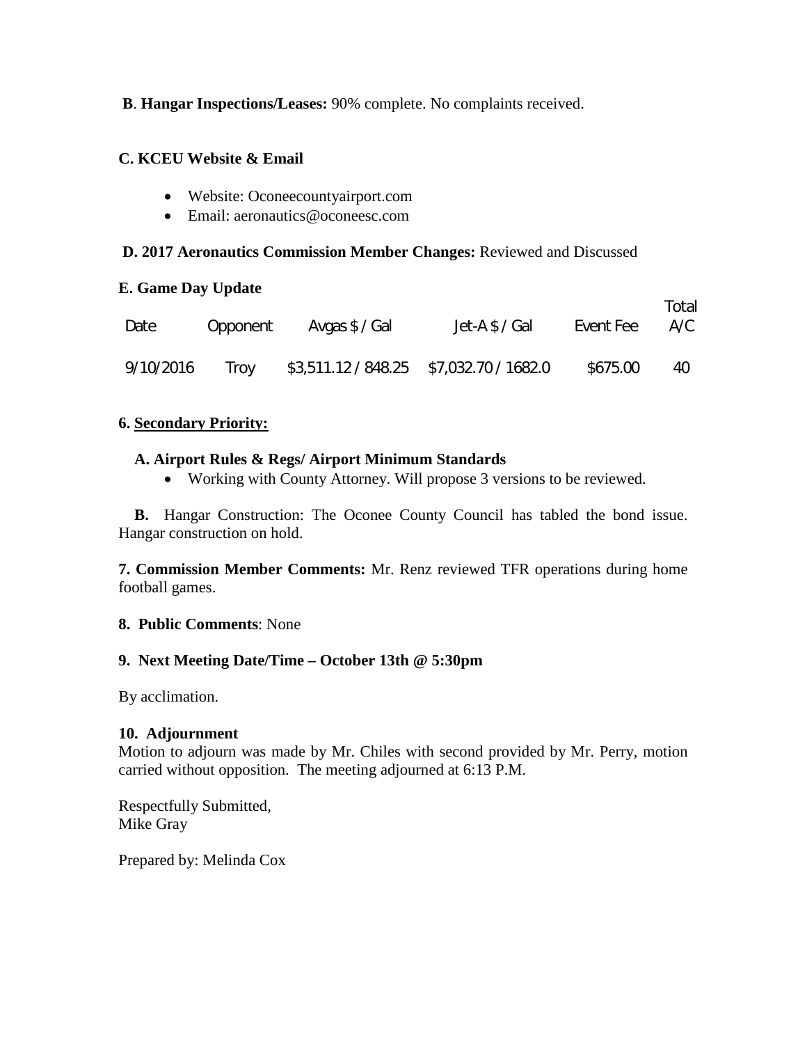**B**. **Hangar Inspections/Leases:** 90% complete. No complaints received.

**C. KCEU Website & Email**

- Website: Oconeecountyairport.com
- Email: aeronautics@oconeesc.com

**D. 2017 Aeronautics Commission Member Changes:** Reviewed and Discussed

**E. Game Day Update**

| Date | Opponent | Avgas $ / Gal | Jet-A $ / Gal | Event Fee | Total A/C |
|---|---|---|---|---|---|
| 9/10/2016 | Troy | $3,511.12 / 848.25 | $7,032.70 / 1682.0 | $675.00 | 40 |

**6. <u>Secondary Priority:</u>**

**A. Airport Rules & Regs/ Airport Minimum Standards**

- Working with County Attorney. Will propose 3 versions to be reviewed.

**B.** Hangar Construction: The Oconee County Council has tabled the bond issue. Hangar construction on hold.

**7. Commission Member Comments:** Mr. Renz reviewed TFR operations during home football games.

**8. Public Comments**: None

**9. Next Meeting Date/Time – October 13th @ 5:30pm**

By acclimation.

**10. Adjournment**

Motion to adjourn was made by Mr. Chiles with second provided by Mr. Perry, motion carried without opposition. The meeting adjourned at 6:13 P.M.

Respectfully Submitted,
Mike Gray

Prepared by: Melinda Cox